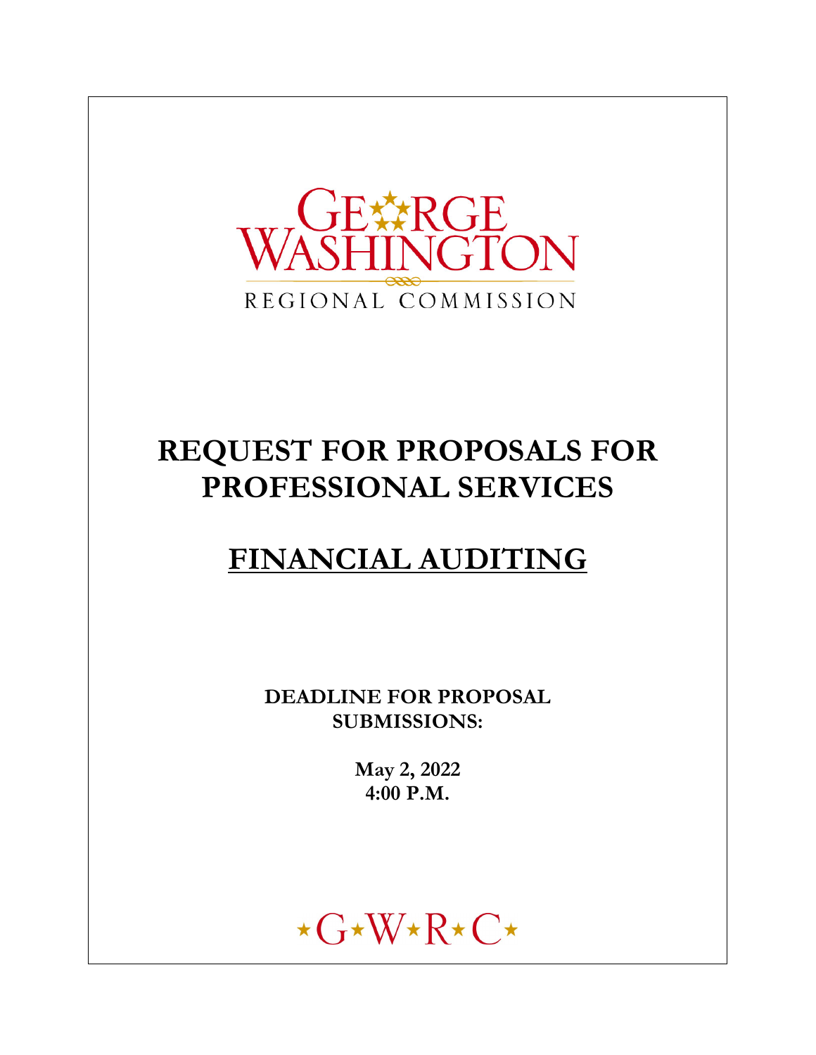GEORGE WASHINGTON

REGIONAL COMMISSION

# REQUEST FOR PROPOSALS FOR PROFESSIONAL SERVICES

# FINANCIAL AUDITING

**DEADLINE FOR PROPOSAL SUBMISSIONS:**

**May 2, 2022**
**4:00 P.M.**

★G★W★R★C★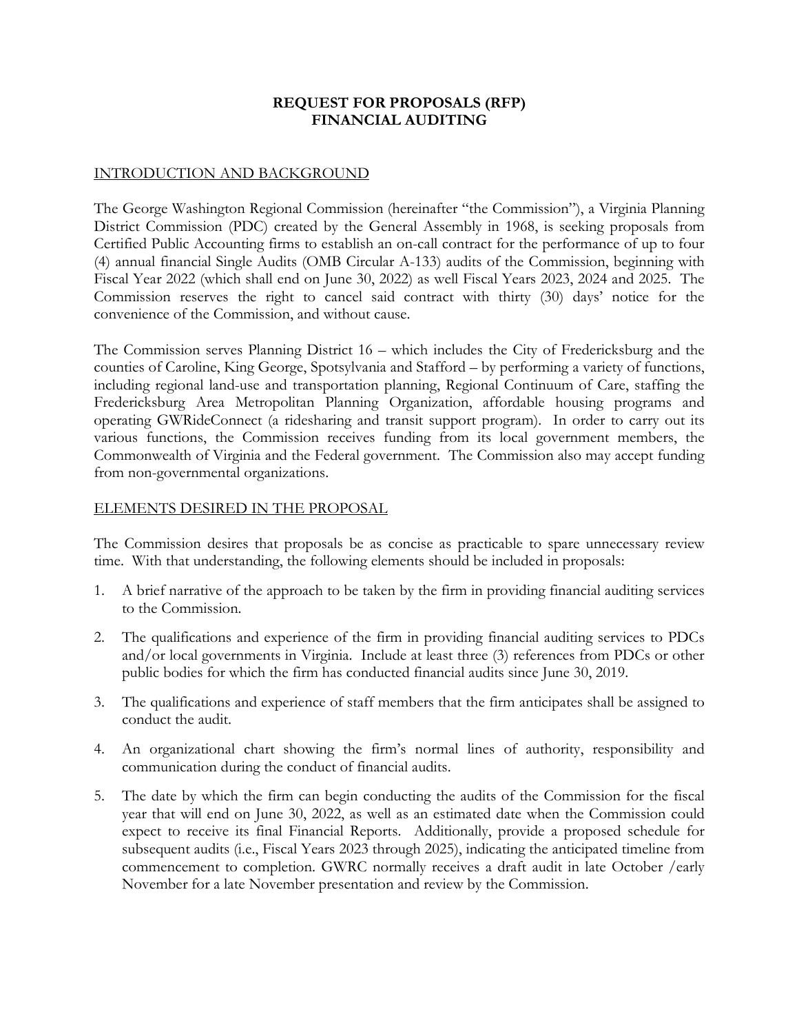# REQUEST FOR PROPOSALS (RFP)
# FINANCIAL AUDITING

## INTRODUCTION AND BACKGROUND

The George Washington Regional Commission (hereinafter "the Commission"), a Virginia Planning District Commission (PDC) created by the General Assembly in 1968, is seeking proposals from Certified Public Accounting firms to establish an on-call contract for the performance of up to four (4) annual financial Single Audits (OMB Circular A-133) audits of the Commission, beginning with Fiscal Year 2022 (which shall end on June 30, 2022) as well Fiscal Years 2023, 2024 and 2025. The Commission reserves the right to cancel said contract with thirty (30) days' notice for the convenience of the Commission, and without cause.

The Commission serves Planning District 16 – which includes the City of Fredericksburg and the counties of Caroline, King George, Spotsylvania and Stafford – by performing a variety of functions, including regional land-use and transportation planning, Regional Continuum of Care, staffing the Fredericksburg Area Metropolitan Planning Organization, affordable housing programs and operating GWRideConnect (a ridesharing and transit support program). In order to carry out its various functions, the Commission receives funding from its local government members, the Commonwealth of Virginia and the Federal government. The Commission also may accept funding from non-governmental organizations.

## ELEMENTS DESIRED IN THE PROPOSAL

The Commission desires that proposals be as concise as practicable to spare unnecessary review time. With that understanding, the following elements should be included in proposals:

1. A brief narrative of the approach to be taken by the firm in providing financial auditing services to the Commission.
2. The qualifications and experience of the firm in providing financial auditing services to PDCs and/or local governments in Virginia. Include at least three (3) references from PDCs or other public bodies for which the firm has conducted financial audits since June 30, 2019.
3. The qualifications and experience of staff members that the firm anticipates shall be assigned to conduct the audit.
4. An organizational chart showing the firm's normal lines of authority, responsibility and communication during the conduct of financial audits.
5. The date by which the firm can begin conducting the audits of the Commission for the fiscal year that will end on June 30, 2022, as well as an estimated date when the Commission could expect to receive its final Financial Reports. Additionally, provide a proposed schedule for subsequent audits (i.e., Fiscal Years 2023 through 2025), indicating the anticipated timeline from commencement to completion. GWRC normally receives a draft audit in late October /early November for a late November presentation and review by the Commission.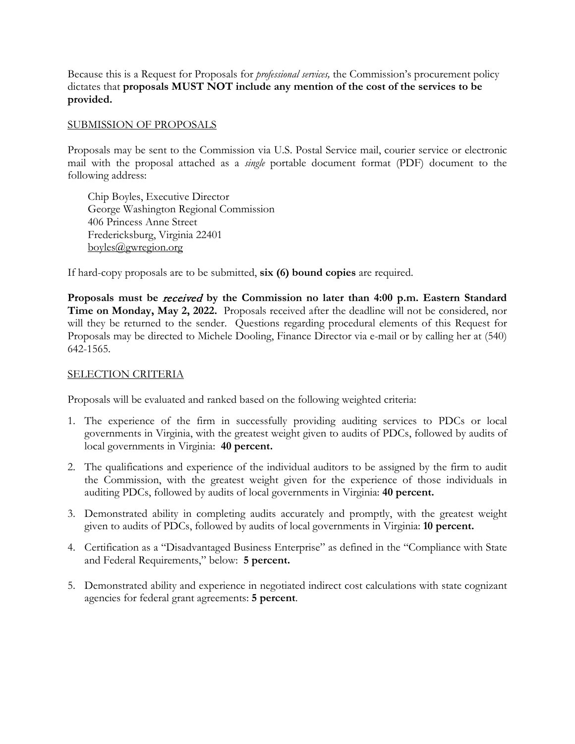Because this is a Request for Proposals for *professional services,* the Commission's procurement policy dictates that **proposals MUST NOT include any mention of the cost of the services to be provided.**

SUBMISSION OF PROPOSALS

Proposals may be sent to the Commission via U.S. Postal Service mail, courier service or electronic mail with the proposal attached as a *single* portable document format (PDF) document to the following address:

Chip Boyles, Executive Director
George Washington Regional Commission
406 Princess Anne Street
Fredericksburg, Virginia 22401
boyles@gwregion.org

If hard-copy proposals are to be submitted, **six (6) bound copies** are required.

**Proposals must be *received* by the Commission no later than 4:00 p.m. Eastern Standard Time on Monday, May 2, 2022.** Proposals received after the deadline will not be considered, nor will they be returned to the sender. Questions regarding procedural elements of this Request for Proposals may be directed to Michele Dooling, Finance Director via e-mail or by calling her at (540) 642-1565.

SELECTION CRITERIA

Proposals will be evaluated and ranked based on the following weighted criteria:

1. The experience of the firm in successfully providing auditing services to PDCs or local governments in Virginia, with the greatest weight given to audits of PDCs, followed by audits of local governments in Virginia: **40 percent.**
2. The qualifications and experience of the individual auditors to be assigned by the firm to audit the Commission, with the greatest weight given for the experience of those individuals in auditing PDCs, followed by audits of local governments in Virginia: **40 percent.**
3. Demonstrated ability in completing audits accurately and promptly, with the greatest weight given to audits of PDCs, followed by audits of local governments in Virginia: **10 percent.**
4. Certification as a "Disadvantaged Business Enterprise" as defined in the "Compliance with State and Federal Requirements," below: **5 percent.**
5. Demonstrated ability and experience in negotiated indirect cost calculations with state cognizant agencies for federal grant agreements: **5 percent**.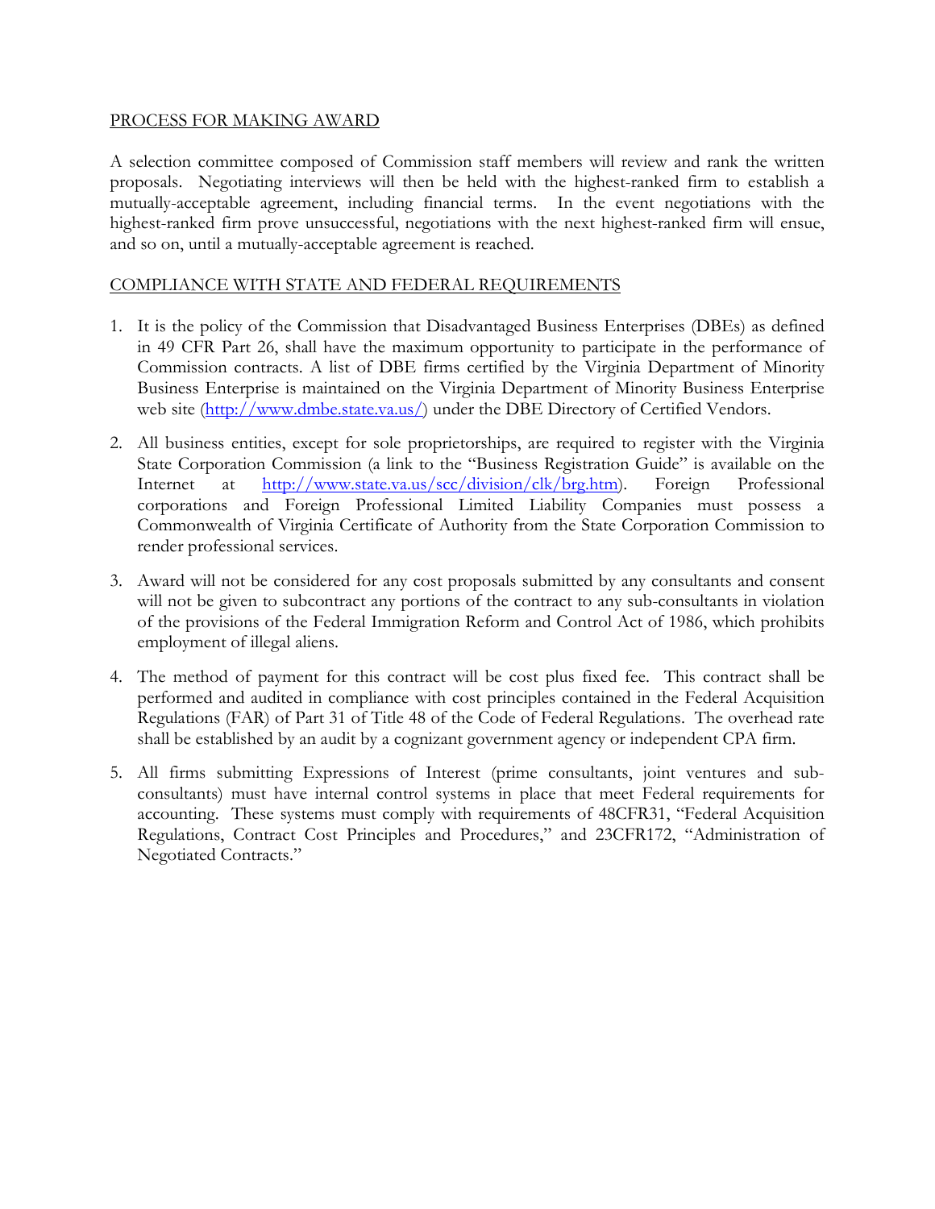## PROCESS FOR MAKING AWARD

A selection committee composed of Commission staff members will review and rank the written proposals. Negotiating interviews will then be held with the highest-ranked firm to establish a mutually-acceptable agreement, including financial terms. In the event negotiations with the highest-ranked firm prove unsuccessful, negotiations with the next highest-ranked firm will ensue, and so on, until a mutually-acceptable agreement is reached.

## COMPLIANCE WITH STATE AND FEDERAL REQUIREMENTS

1. It is the policy of the Commission that Disadvantaged Business Enterprises (DBEs) as defined in 49 CFR Part 26, shall have the maximum opportunity to participate in the performance of Commission contracts. A list of DBE firms certified by the Virginia Department of Minority Business Enterprise is maintained on the Virginia Department of Minority Business Enterprise web site (http://www.dmbe.state.va.us/) under the DBE Directory of Certified Vendors.

2. All business entities, except for sole proprietorships, are required to register with the Virginia State Corporation Commission (a link to the "Business Registration Guide" is available on the Internet at http://www.state.va.us/scc/division/clk/brg.htm). Foreign Professional corporations and Foreign Professional Limited Liability Companies must possess a Commonwealth of Virginia Certificate of Authority from the State Corporation Commission to render professional services.

3. Award will not be considered for any cost proposals submitted by any consultants and consent will not be given to subcontract any portions of the contract to any sub-consultants in violation of the provisions of the Federal Immigration Reform and Control Act of 1986, which prohibits employment of illegal aliens.

4. The method of payment for this contract will be cost plus fixed fee. This contract shall be performed and audited in compliance with cost principles contained in the Federal Acquisition Regulations (FAR) of Part 31 of Title 48 of the Code of Federal Regulations. The overhead rate shall be established by an audit by a cognizant government agency or independent CPA firm.

5. All firms submitting Expressions of Interest (prime consultants, joint ventures and sub-consultants) must have internal control systems in place that meet Federal requirements for accounting. These systems must comply with requirements of 48CFR31, "Federal Acquisition Regulations, Contract Cost Principles and Procedures," and 23CFR172, "Administration of Negotiated Contracts."